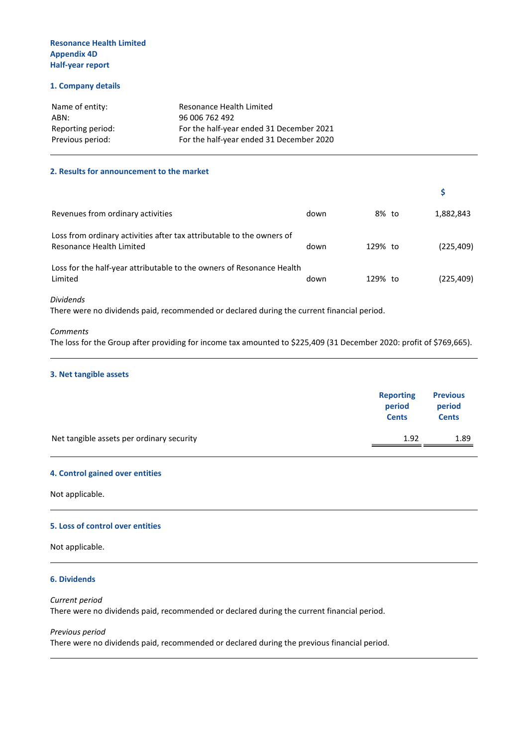**Resonance Health Limited**
**Appendix 4D**
**Half-year report**

## 1. Company details

| | |
|---|---|
| Name of entity: | Resonance Health Limited |
| ABN: | 96 006 762 492 |
| Reporting period: | For the half-year ended 31 December 2021 |
| Previous period: | For the half-year ended 31 December 2020 |

## 2. Results for announcement to the market

| | | | | $ |
|---|---|---|---|---|
| Revenues from ordinary activities | down | 8% | to | 1,882,843 |
| Loss from ordinary activities after tax attributable to the owners of Resonance Health Limited | down | 129% | to | (225,409) |
| Loss for the half-year attributable to the owners of Resonance Health Limited | down | 129% | to | (225,409) |

*Dividends*
There were no dividends paid, recommended or declared during the current financial period.

*Comments*
The loss for the Group after providing for income tax amounted to $225,409 (31 December 2020: profit of $769,665).

## 3. Net tangible assets

| | Reporting period Cents | Previous period Cents |
|---|---|---|
| Net tangible assets per ordinary security | 1.92 | 1.89 |

## 4. Control gained over entities

Not applicable.

## 5. Loss of control over entities

Not applicable.

## 6. Dividends

*Current period*
There were no dividends paid, recommended or declared during the current financial period.

*Previous period*
There were no dividends paid, recommended or declared during the previous financial period.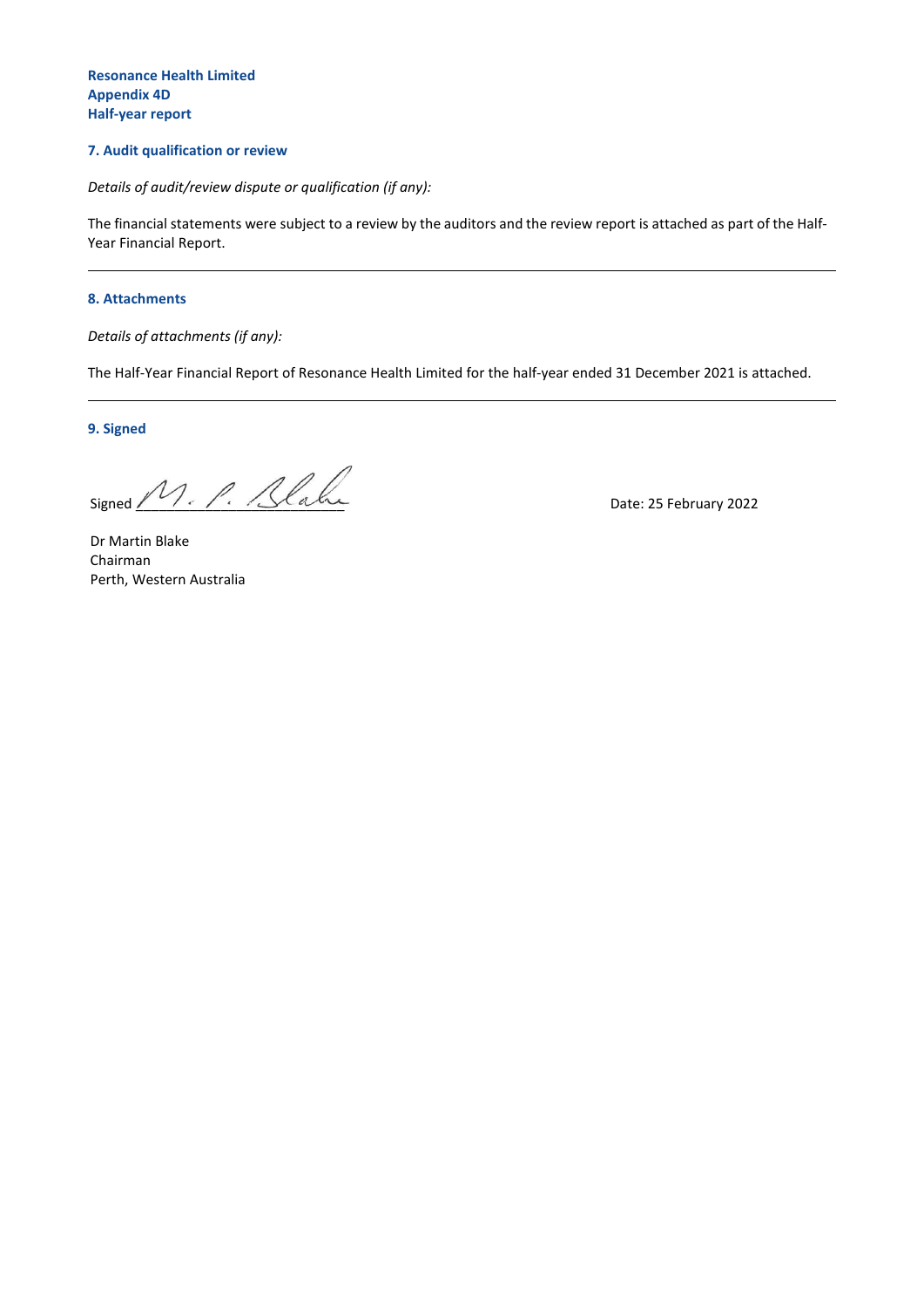**Resonance Health Limited**
**Appendix 4D**
**Half-year report**

### 7. Audit qualification or review

*Details of audit/review dispute or qualification (if any):*

The financial statements were subject to a review by the auditors and the review report is attached as part of the Half-Year Financial Report.

---

### 8. Attachments

*Details of attachments (if any):*

The Half-Year Financial Report of Resonance Health Limited for the half-year ended 31 December 2021 is attached.

---

### 9. Signed

Signed M. P. Blake

Date: 25 February 2022

Dr Martin Blake
Chairman
Perth, Western Australia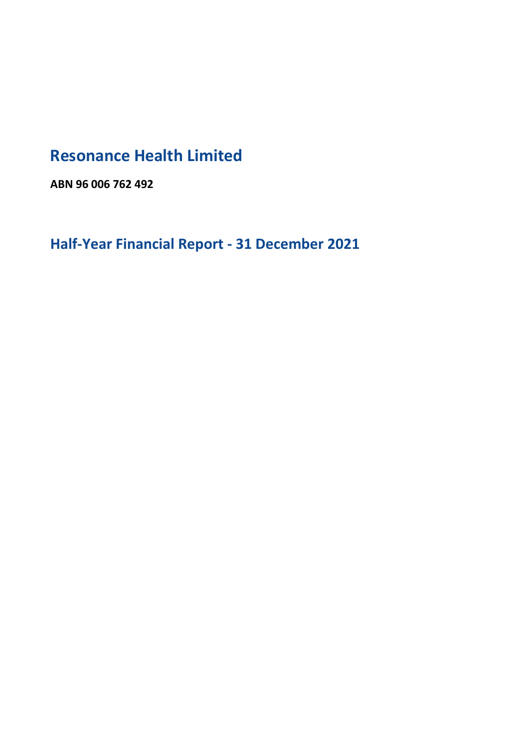# Resonance Health Limited

**ABN 96 006 762 492**

## Half-Year Financial Report - 31 December 2021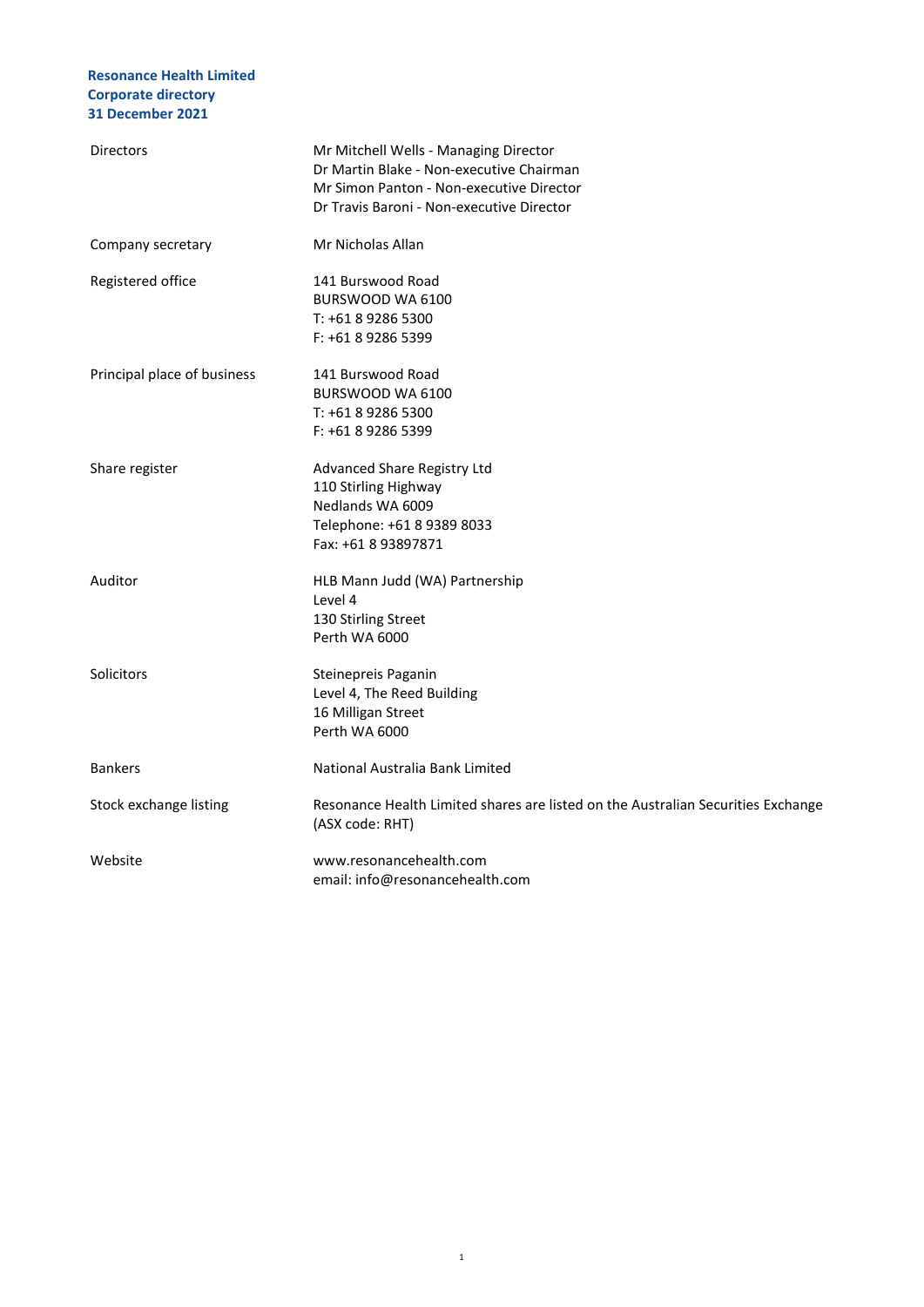**Resonance Health Limited**
**Corporate directory**
**31 December 2021**

| | |
|---|---|
| Directors | Mr Mitchell Wells - Managing Director<br>Dr Martin Blake - Non-executive Chairman<br>Mr Simon Panton - Non-executive Director<br>Dr Travis Baroni - Non-executive Director |
| Company secretary | Mr Nicholas Allan |
| Registered office | 141 Burswood Road<br>BURSWOOD WA 6100<br>T: +61 8 9286 5300<br>F: +61 8 9286 5399 |
| Principal place of business | 141 Burswood Road<br>BURSWOOD WA 6100<br>T: +61 8 9286 5300<br>F: +61 8 9286 5399 |
| Share register | Advanced Share Registry Ltd<br>110 Stirling Highway<br>Nedlands WA 6009<br>Telephone: +61 8 9389 8033<br>Fax: +61 8 93897871 |
| Auditor | HLB Mann Judd (WA) Partnership<br>Level 4<br>130 Stirling Street<br>Perth WA 6000 |
| Solicitors | Steinepreis Paganin<br>Level 4, The Reed Building<br>16 Milligan Street<br>Perth WA 6000 |
| Bankers | National Australia Bank Limited |
| Stock exchange listing | Resonance Health Limited shares are listed on the Australian Securities Exchange (ASX code: RHT) |
| Website | www.resonancehealth.com<br>email: info@resonancehealth.com |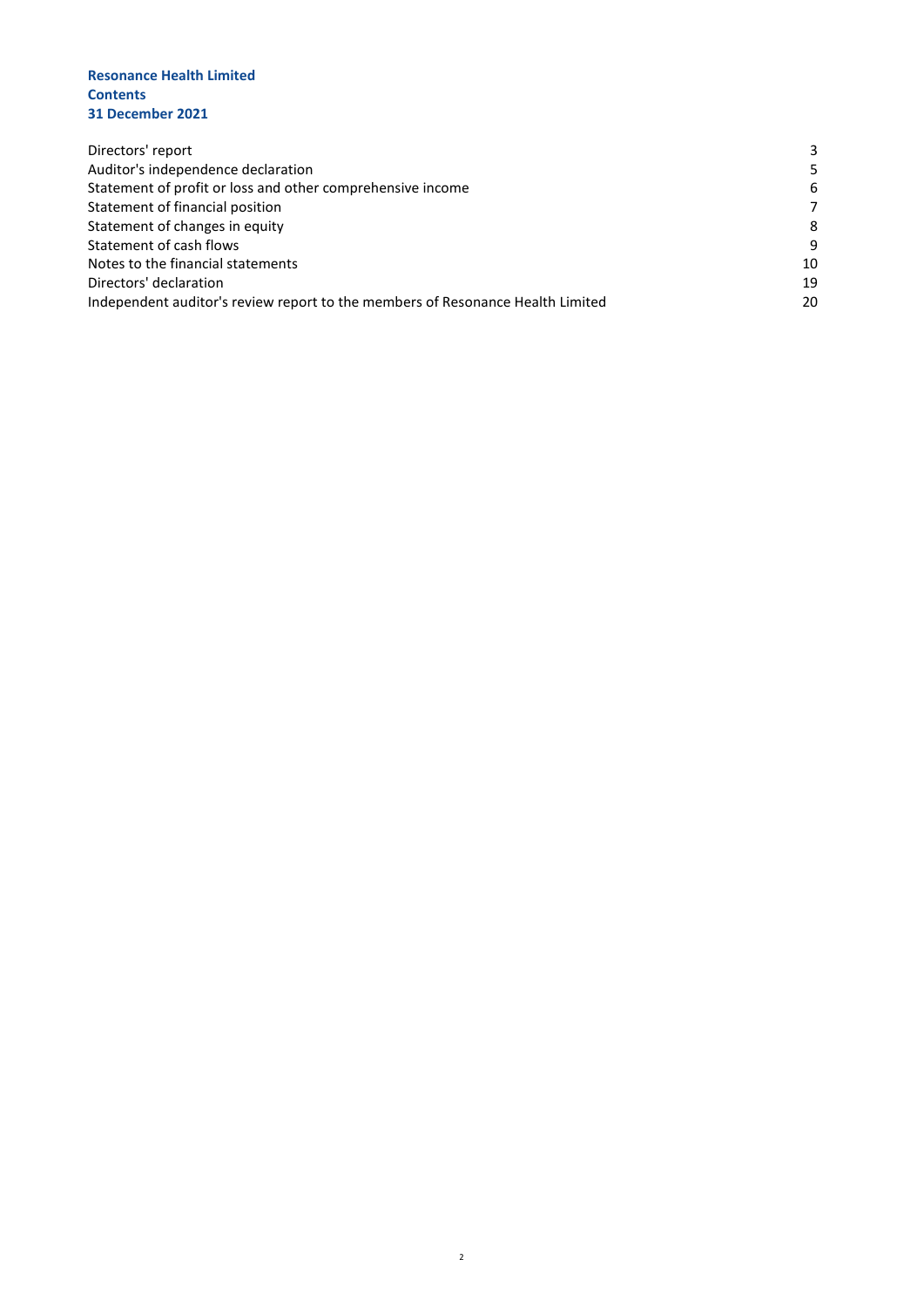**Resonance Health Limited**
**Contents**
**31 December 2021**

| | |
|---|---|
| Directors' report | 3 |
| Auditor's independence declaration | 5 |
| Statement of profit or loss and other comprehensive income | 6 |
| Statement of financial position | 7 |
| Statement of changes in equity | 8 |
| Statement of cash flows | 9 |
| Notes to the financial statements | 10 |
| Directors' declaration | 19 |
| Independent auditor's review report to the members of Resonance Health Limited | 20 |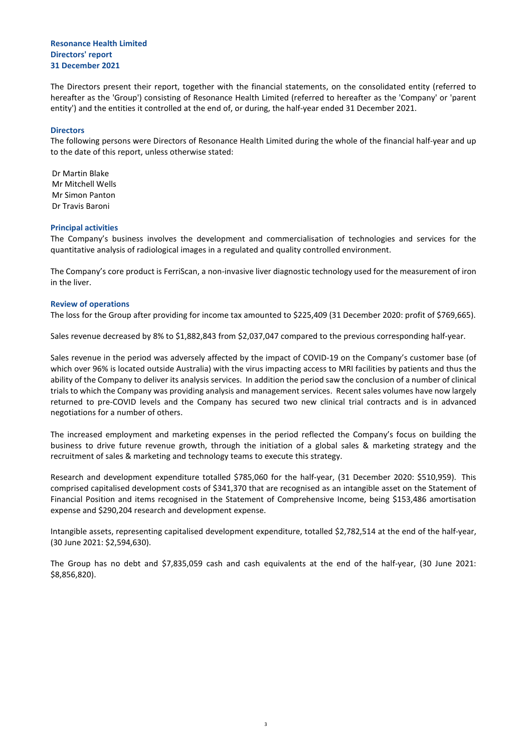**Resonance Health Limited**
**Directors' report**
**31 December 2021**

The Directors present their report, together with the financial statements, on the consolidated entity (referred to hereafter as the 'Group') consisting of Resonance Health Limited (referred to hereafter as the 'Company' or 'parent entity') and the entities it controlled at the end of, or during, the half-year ended 31 December 2021.

## Directors

The following persons were Directors of Resonance Health Limited during the whole of the financial half-year and up to the date of this report, unless otherwise stated:

Dr Martin Blake
Mr Mitchell Wells
Mr Simon Panton
Dr Travis Baroni

## Principal activities

The Company's business involves the development and commercialisation of technologies and services for the quantitative analysis of radiological images in a regulated and quality controlled environment.

The Company's core product is FerriScan, a non-invasive liver diagnostic technology used for the measurement of iron in the liver.

## Review of operations

The loss for the Group after providing for income tax amounted to $225,409 (31 December 2020: profit of $769,665).

Sales revenue decreased by 8% to $1,882,843 from $2,037,047 compared to the previous corresponding half-year.

Sales revenue in the period was adversely affected by the impact of COVID-19 on the Company's customer base (of which over 96% is located outside Australia) with the virus impacting access to MRI facilities by patients and thus the ability of the Company to deliver its analysis services. In addition the period saw the conclusion of a number of clinical trials to which the Company was providing analysis and management services. Recent sales volumes have now largely returned to pre-COVID levels and the Company has secured two new clinical trial contracts and is in advanced negotiations for a number of others.

The increased employment and marketing expenses in the period reflected the Company's focus on building the business to drive future revenue growth, through the initiation of a global sales & marketing strategy and the recruitment of sales & marketing and technology teams to execute this strategy.

Research and development expenditure totalled $785,060 for the half-year, (31 December 2020: $510,959). This comprised capitalised development costs of $341,370 that are recognised as an intangible asset on the Statement of Financial Position and items recognised in the Statement of Comprehensive Income, being $153,486 amortisation expense and $290,204 research and development expense.

Intangible assets, representing capitalised development expenditure, totalled $2,782,514 at the end of the half-year, (30 June 2021: $2,594,630).

The Group has no debt and $7,835,059 cash and cash equivalents at the end of the half-year, (30 June 2021: $8,856,820).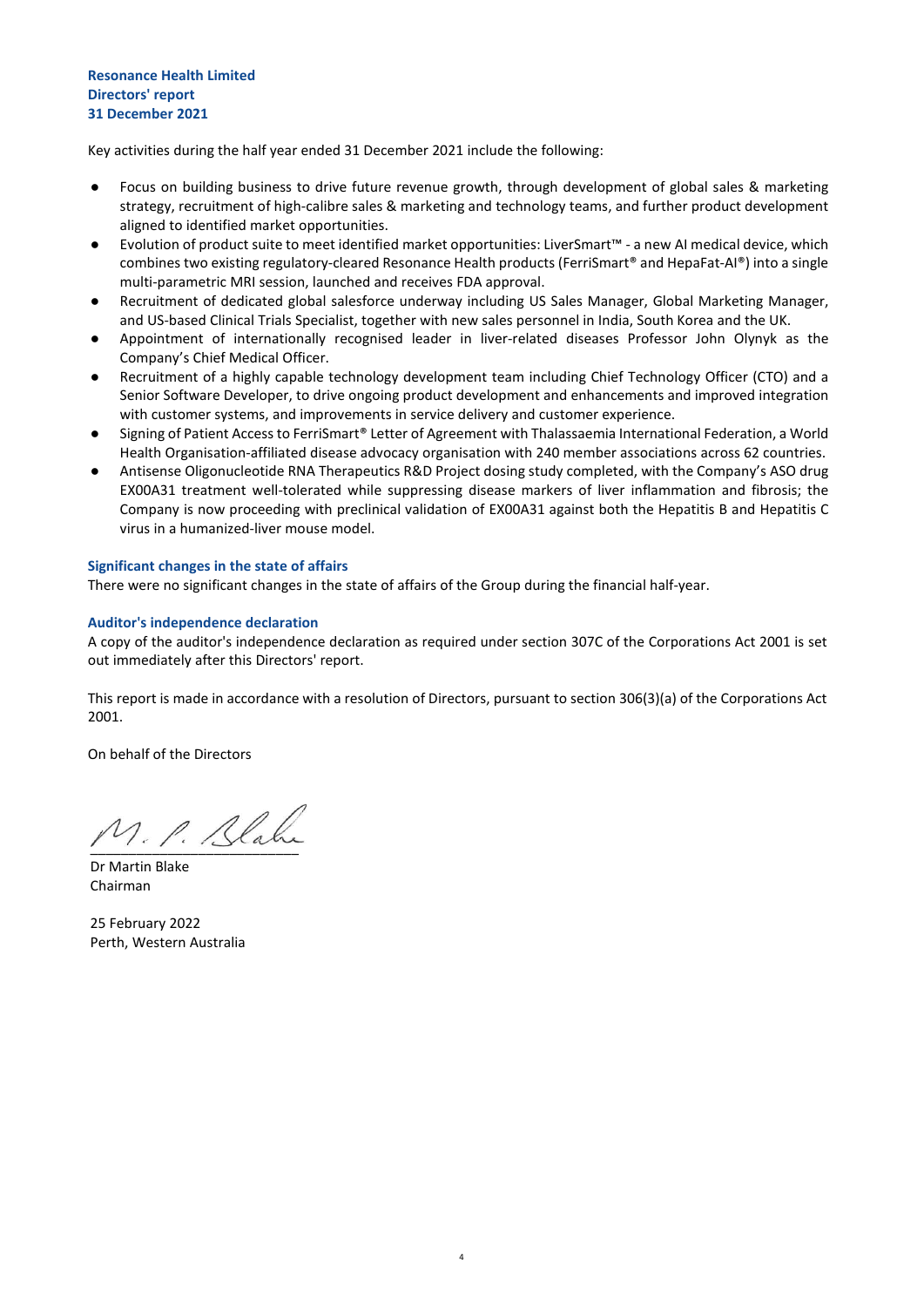**Resonance Health Limited**
**Directors' report**
**31 December 2021**

Key activities during the half year ended 31 December 2021 include the following:

- Focus on building business to drive future revenue growth, through development of global sales & marketing strategy, recruitment of high-calibre sales & marketing and technology teams, and further product development aligned to identified market opportunities.
- Evolution of product suite to meet identified market opportunities: LiverSmart™ - a new AI medical device, which combines two existing regulatory-cleared Resonance Health products (FerriSmart® and HepaFat-AI®) into a single multi-parametric MRI session, launched and receives FDA approval.
- Recruitment of dedicated global salesforce underway including US Sales Manager, Global Marketing Manager, and US-based Clinical Trials Specialist, together with new sales personnel in India, South Korea and the UK.
- Appointment of internationally recognised leader in liver-related diseases Professor John Olynyk as the Company's Chief Medical Officer.
- Recruitment of a highly capable technology development team including Chief Technology Officer (CTO) and a Senior Software Developer, to drive ongoing product development and enhancements and improved integration with customer systems, and improvements in service delivery and customer experience.
- Signing of Patient Access to FerriSmart® Letter of Agreement with Thalassaemia International Federation, a World Health Organisation-affiliated disease advocacy organisation with 240 member associations across 62 countries.
- Antisense Oligonucleotide RNA Therapeutics R&D Project dosing study completed, with the Company's ASO drug EX00A31 treatment well-tolerated while suppressing disease markers of liver inflammation and fibrosis; the Company is now proceeding with preclinical validation of EX00A31 against both the Hepatitis B and Hepatitis C virus in a humanized-liver mouse model.

### Significant changes in the state of affairs

There were no significant changes in the state of affairs of the Group during the financial half-year.

### Auditor's independence declaration

A copy of the auditor's independence declaration as required under section 307C of the Corporations Act 2001 is set out immediately after this Directors' report.

This report is made in accordance with a resolution of Directors, pursuant to section 306(3)(a) of the Corporations Act 2001.

On behalf of the Directors

Dr Martin Blake
Chairman

25 February 2022
Perth, Western Australia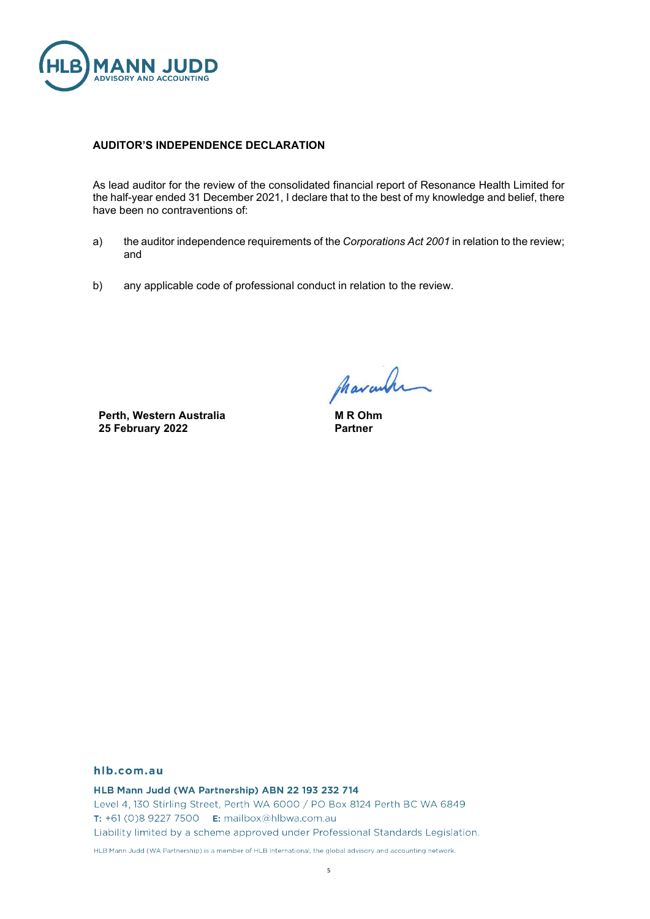HLB MANN JUDD
ADVISORY AND ACCOUNTING

**AUDITOR'S INDEPENDENCE DECLARATION**

As lead auditor for the review of the consolidated financial report of Resonance Health Limited for the half-year ended 31 December 2021, I declare that to the best of my knowledge and belief, there have been no contraventions of:

a) the auditor independence requirements of the *Corporations Act 2001* in relation to the review; and

b) any applicable code of professional conduct in relation to the review.

**Perth, Western Australia**
**25 February 2022**

**M R Ohm**
**Partner**

**hlb.com.au**

**HLB Mann Judd (WA Partnership) ABN 22 193 232 714**
Level 4, 130 Stirling Street, Perth WA 6000 / PO Box 8124 Perth BC WA 6849
**T:** +61 (0)8 9227 7500 **E:** mailbox@hlbwa.com.au
Liability limited by a scheme approved under Professional Standards Legislation.

HLB Mann Judd (WA Partnership) is a member of HLB International, the global advisory and accounting network.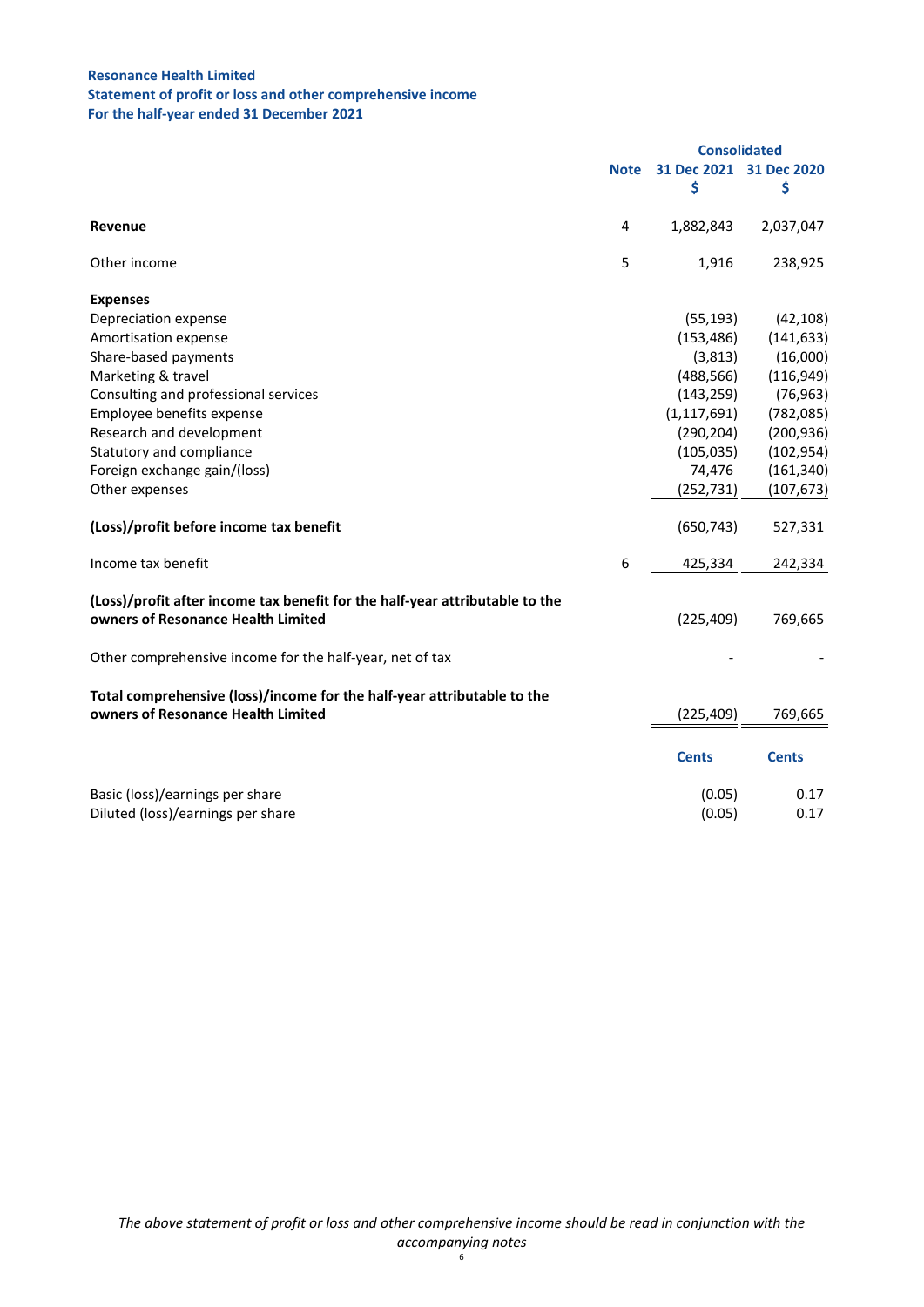**Resonance Health Limited**
**Statement of profit or loss and other comprehensive income**
**For the half-year ended 31 December 2021**

| | Note | Consolidated 31 Dec 2021 $ | Consolidated 31 Dec 2020 $ |
|---|---|---|---|
| **Revenue** | 4 | 1,882,843 | 2,037,047 |
| Other income | 5 | 1,916 | 238,925 |
| **Expenses** | | | |
| Depreciation expense | | (55,193) | (42,108) |
| Amortisation expense | | (153,486) | (141,633) |
| Share-based payments | | (3,813) | (16,000) |
| Marketing & travel | | (488,566) | (116,949) |
| Consulting and professional services | | (143,259) | (76,963) |
| Employee benefits expense | | (1,117,691) | (782,085) |
| Research and development | | (290,204) | (200,936) |
| Statutory and compliance | | (105,035) | (102,954) |
| Foreign exchange gain/(loss) | | 74,476 | (161,340) |
| Other expenses | | (252,731) | (107,673) |
| **(Loss)/profit before income tax benefit** | | (650,743) | 527,331 |
| Income tax benefit | 6 | 425,334 | 242,334 |
| **(Loss)/profit after income tax benefit for the half-year attributable to the owners of Resonance Health Limited** | | (225,409) | 769,665 |
| Other comprehensive income for the half-year, net of tax | | - | - |
| **Total comprehensive (loss)/income for the half-year attributable to the owners of Resonance Health Limited** | | (225,409) | 769,665 |
| | | **Cents** | **Cents** |
| Basic (loss)/earnings per share | | (0.05) | 0.17 |
| Diluted (loss)/earnings per share | | (0.05) | 0.17 |

*The above statement of profit or loss and other comprehensive income should be read in conjunction with the accompanying notes*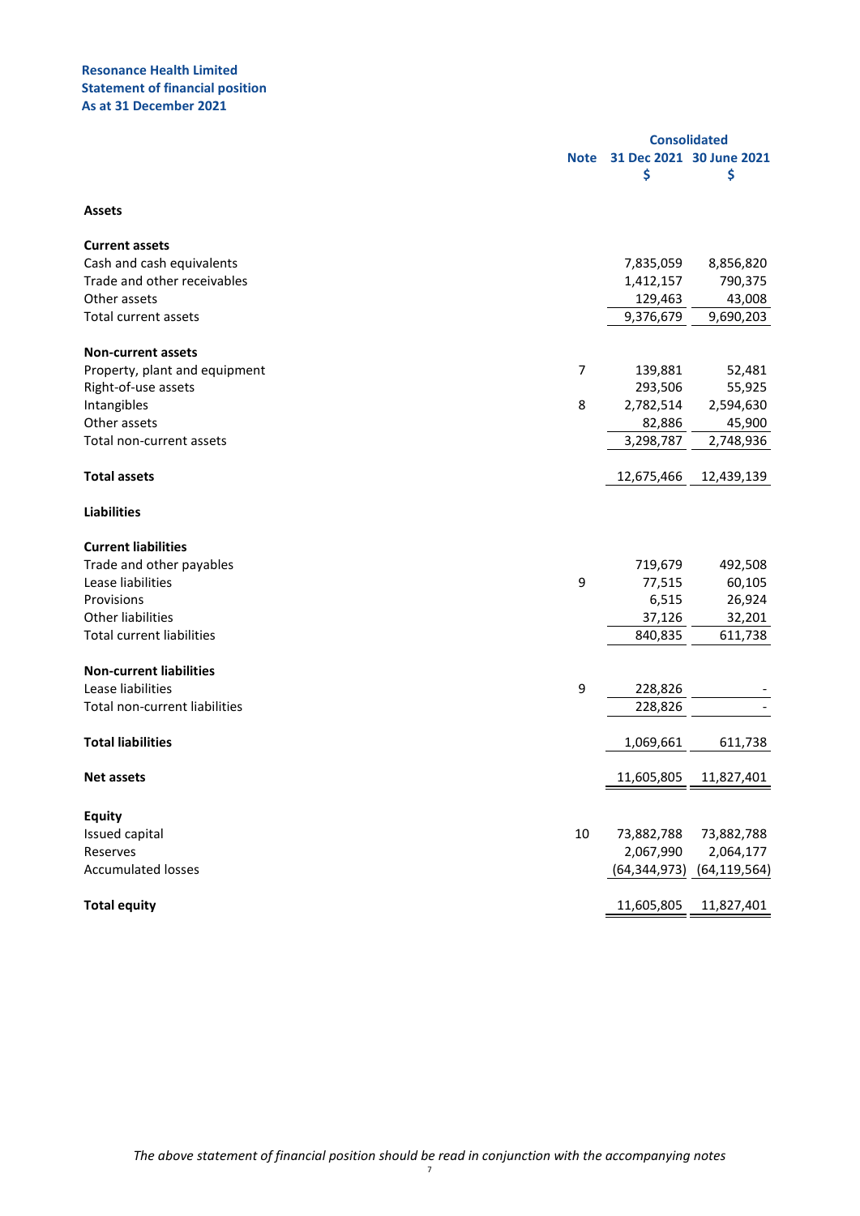# Resonance Health Limited
## Statement of financial position
### As at 31 December 2021

| | Note | Consolidated 31 Dec 2021 $ | 30 June 2021 $ |
|---|---|---|---|
| **Assets** | | | |
| **Current assets** | | | |
| Cash and cash equivalents | | 7,835,059 | 8,856,820 |
| Trade and other receivables | | 1,412,157 | 790,375 |
| Other assets | | 129,463 | 43,008 |
| Total current assets | | 9,376,679 | 9,690,203 |
| **Non-current assets** | | | |
| Property, plant and equipment | 7 | 139,881 | 52,481 |
| Right-of-use assets | | 293,506 | 55,925 |
| Intangibles | 8 | 2,782,514 | 2,594,630 |
| Other assets | | 82,886 | 45,900 |
| Total non-current assets | | 3,298,787 | 2,748,936 |
| **Total assets** | | 12,675,466 | 12,439,139 |
| **Liabilities** | | | |
| **Current liabilities** | | | |
| Trade and other payables | | 719,679 | 492,508 |
| Lease liabilities | 9 | 77,515 | 60,105 |
| Provisions | | 6,515 | 26,924 |
| Other liabilities | | 37,126 | 32,201 |
| Total current liabilities | | 840,835 | 611,738 |
| **Non-current liabilities** | | | |
| Lease liabilities | 9 | 228,826 | - |
| Total non-current liabilities | | 228,826 | - |
| **Total liabilities** | | 1,069,661 | 611,738 |
| **Net assets** | | 11,605,805 | 11,827,401 |
| **Equity** | | | |
| Issued capital | 10 | 73,882,788 | 73,882,788 |
| Reserves | | 2,067,990 | 2,064,177 |
| Accumulated losses | | (64,344,973) | (64,119,564) |
| **Total equity** | | 11,605,805 | 11,827,401 |

*The above statement of financial position should be read in conjunction with the accompanying notes*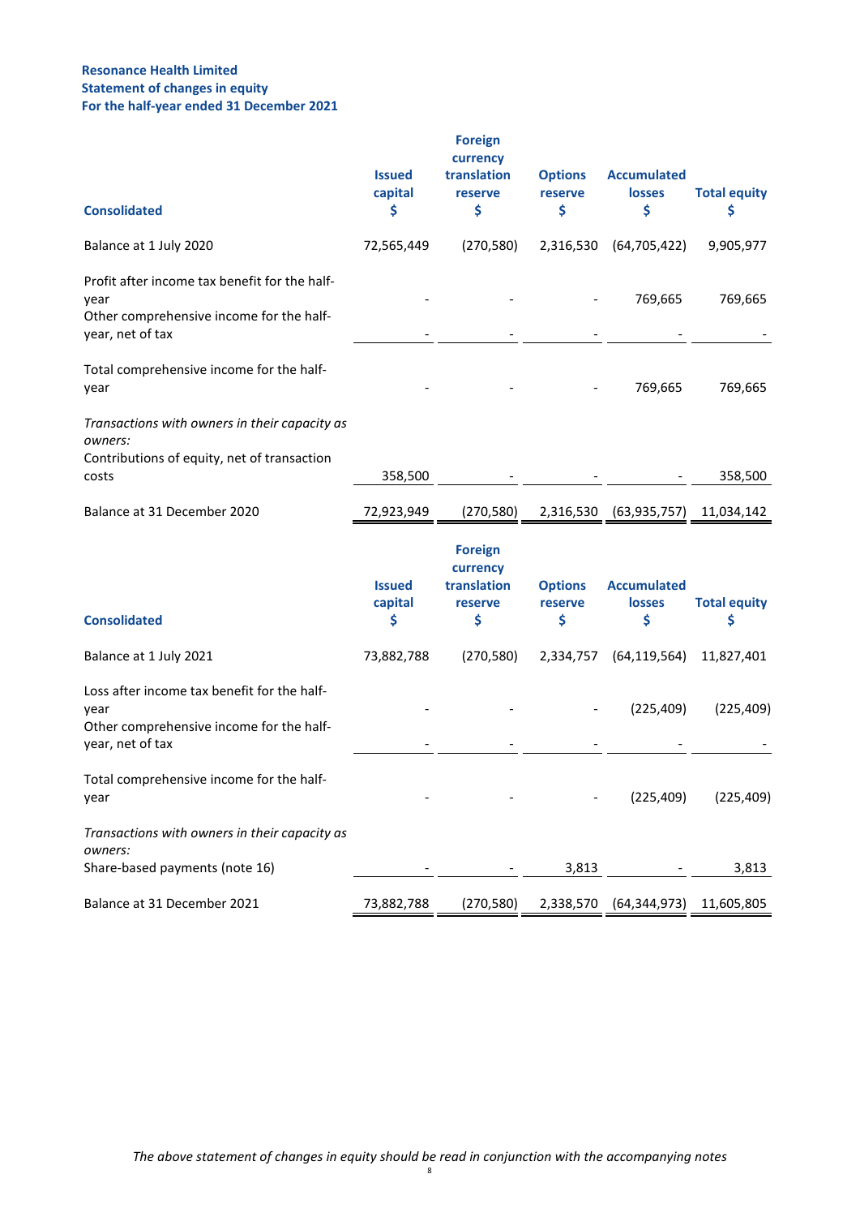**Resonance Health Limited**
**Statement of changes in equity**
**For the half-year ended 31 December 2021**

| Consolidated | Issued capital $ | Foreign currency translation reserve $ | Options reserve $ | Accumulated losses $ | Total equity $ |
|---|---|---|---|---|---|
| Balance at 1 July 2020 | 72,565,449 | (270,580) | 2,316,530 | (64,705,422) | 9,905,977 |
| Profit after income tax benefit for the half-year | - | - | - | 769,665 | 769,665 |
| Other comprehensive income for the half-year, net of tax | - | - | - | - | - |
| Total comprehensive income for the half-year | - | - | - | 769,665 | 769,665 |
| *Transactions with owners in their capacity as owners:* | | | | | |
| Contributions of equity, net of transaction costs | 358,500 | - | - | - | 358,500 |
| Balance at 31 December 2020 | 72,923,949 | (270,580) | 2,316,530 | (63,935,757) | 11,034,142 |

| Consolidated | Issued capital $ | Foreign currency translation reserve $ | Options reserve $ | Accumulated losses $ | Total equity $ |
|---|---|---|---|---|---|
| Balance at 1 July 2021 | 73,882,788 | (270,580) | 2,334,757 | (64,119,564) | 11,827,401 |
| Loss after income tax benefit for the half-year | - | - | - | (225,409) | (225,409) |
| Other comprehensive income for the half-year, net of tax | - | - | - | - | - |
| Total comprehensive income for the half-year | - | - | - | (225,409) | (225,409) |
| *Transactions with owners in their capacity as owners:* | | | | | |
| Share-based payments (note 16) | - | - | 3,813 | - | 3,813 |
| Balance at 31 December 2021 | 73,882,788 | (270,580) | 2,338,570 | (64,344,973) | 11,605,805 |

*The above statement of changes in equity should be read in conjunction with the accompanying notes*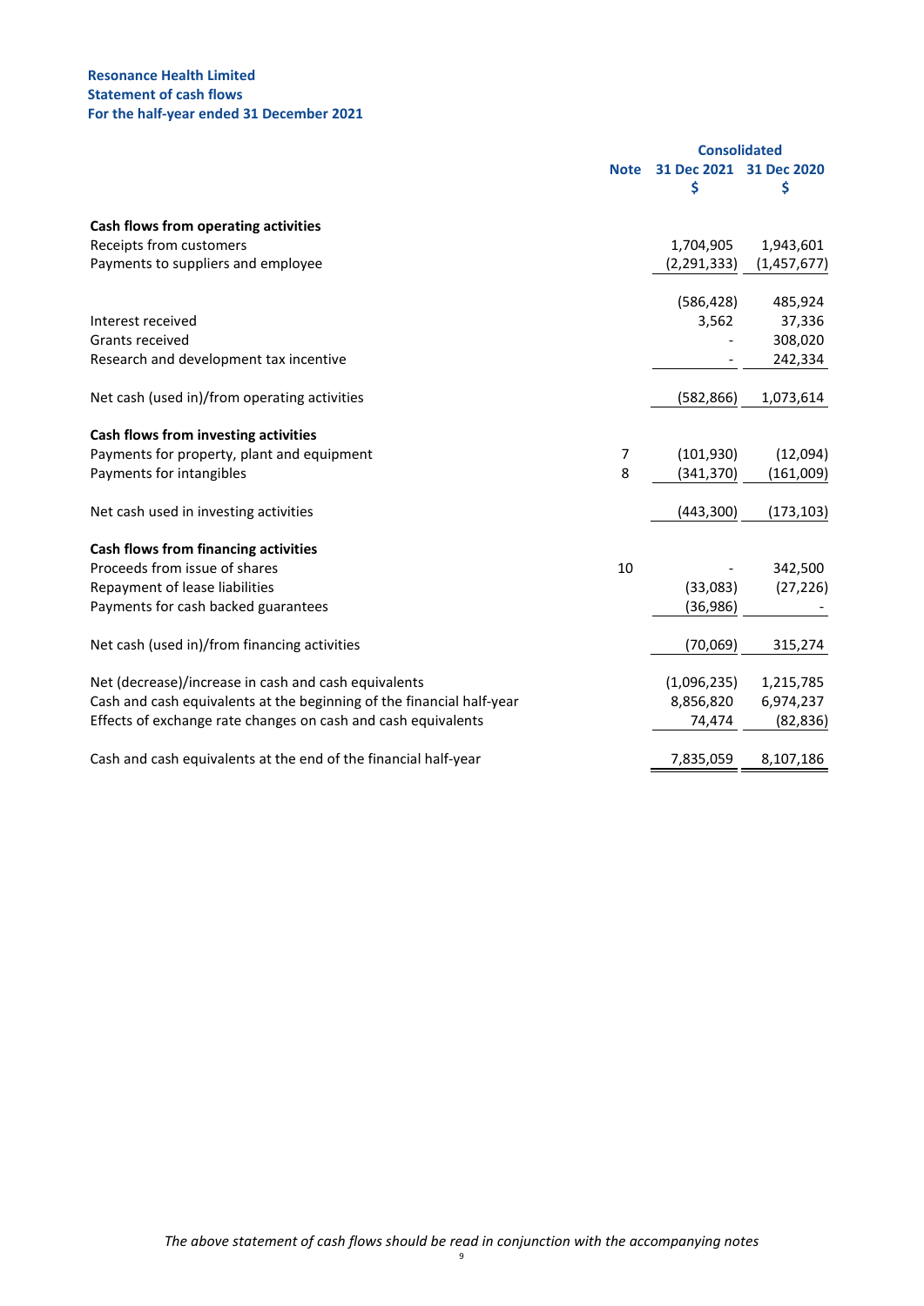**Resonance Health Limited**
**Statement of cash flows**
**For the half-year ended 31 December 2021**

| | Note | Consolidated 31 Dec 2021 $ | 31 Dec 2020 $ |
|---|---|---|---|
| **Cash flows from operating activities** | | | |
| Receipts from customers | | 1,704,905 | 1,943,601 |
| Payments to suppliers and employee | | (2,291,333) | (1,457,677) |
| | | (586,428) | 485,924 |
| Interest received | | 3,562 | 37,336 |
| Grants received | | - | 308,020 |
| Research and development tax incentive | | - | 242,334 |
| Net cash (used in)/from operating activities | | (582,866) | 1,073,614 |
| **Cash flows from investing activities** | | | |
| Payments for property, plant and equipment | 7 | (101,930) | (12,094) |
| Payments for intangibles | 8 | (341,370) | (161,009) |
| Net cash used in investing activities | | (443,300) | (173,103) |
| **Cash flows from financing activities** | | | |
| Proceeds from issue of shares | 10 | - | 342,500 |
| Repayment of lease liabilities | | (33,083) | (27,226) |
| Payments for cash backed guarantees | | (36,986) | - |
| Net cash (used in)/from financing activities | | (70,069) | 315,274 |
| Net (decrease)/increase in cash and cash equivalents | | (1,096,235) | 1,215,785 |
| Cash and cash equivalents at the beginning of the financial half-year | | 8,856,820 | 6,974,237 |
| Effects of exchange rate changes on cash and cash equivalents | | 74,474 | (82,836) |
| Cash and cash equivalents at the end of the financial half-year | | 7,835,059 | 8,107,186 |

*The above statement of cash flows should be read in conjunction with the accompanying notes*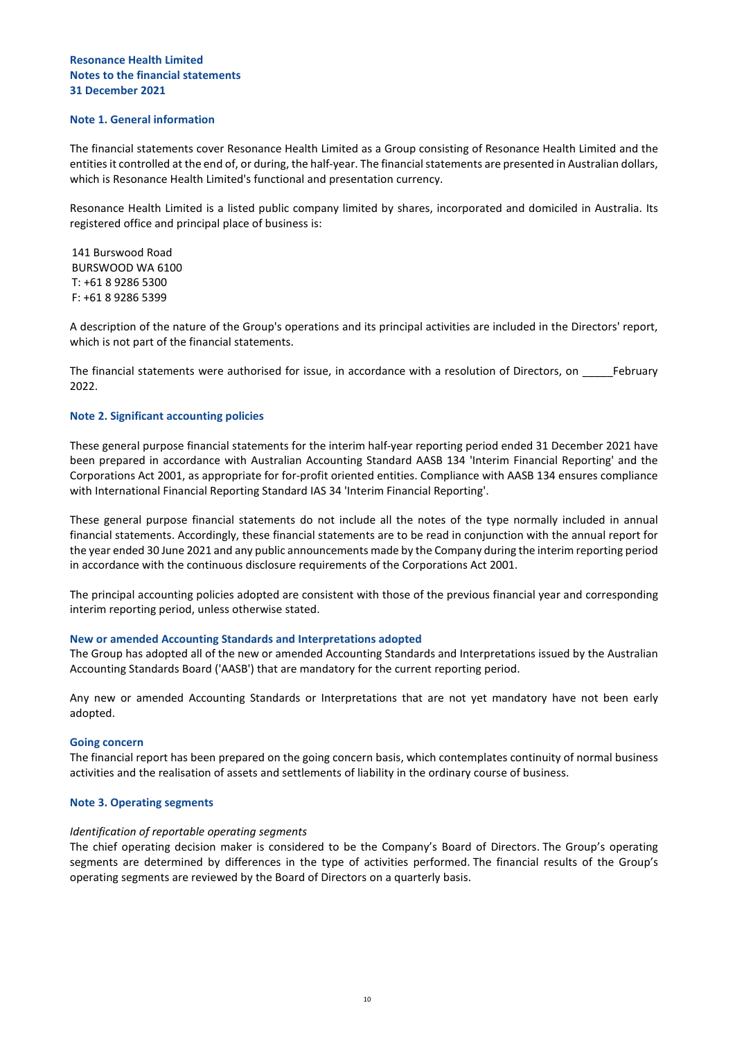**Resonance Health Limited**
**Notes to the financial statements**
**31 December 2021**

## Note 1. General information

The financial statements cover Resonance Health Limited as a Group consisting of Resonance Health Limited and the entities it controlled at the end of, or during, the half-year. The financial statements are presented in Australian dollars, which is Resonance Health Limited's functional and presentation currency.

Resonance Health Limited is a listed public company limited by shares, incorporated and domiciled in Australia. Its registered office and principal place of business is:

141 Burswood Road
BURSWOOD WA 6100
T: +61 8 9286 5300
F: +61 8 9286 5399

A description of the nature of the Group's operations and its principal activities are included in the Directors' report, which is not part of the financial statements.

The financial statements were authorised for issue, in accordance with a resolution of Directors, on _____February 2022.

## Note 2. Significant accounting policies

These general purpose financial statements for the interim half-year reporting period ended 31 December 2021 have been prepared in accordance with Australian Accounting Standard AASB 134 'Interim Financial Reporting' and the Corporations Act 2001, as appropriate for for-profit oriented entities. Compliance with AASB 134 ensures compliance with International Financial Reporting Standard IAS 34 'Interim Financial Reporting'.

These general purpose financial statements do not include all the notes of the type normally included in annual financial statements. Accordingly, these financial statements are to be read in conjunction with the annual report for the year ended 30 June 2021 and any public announcements made by the Company during the interim reporting period in accordance with the continuous disclosure requirements of the Corporations Act 2001.

The principal accounting policies adopted are consistent with those of the previous financial year and corresponding interim reporting period, unless otherwise stated.

### New or amended Accounting Standards and Interpretations adopted

The Group has adopted all of the new or amended Accounting Standards and Interpretations issued by the Australian Accounting Standards Board ('AASB') that are mandatory for the current reporting period.

Any new or amended Accounting Standards or Interpretations that are not yet mandatory have not been early adopted.

### Going concern

The financial report has been prepared on the going concern basis, which contemplates continuity of normal business activities and the realisation of assets and settlements of liability in the ordinary course of business.

## Note 3. Operating segments

*Identification of reportable operating segments*

The chief operating decision maker is considered to be the Company's Board of Directors. The Group's operating segments are determined by differences in the type of activities performed. The financial results of the Group's operating segments are reviewed by the Board of Directors on a quarterly basis.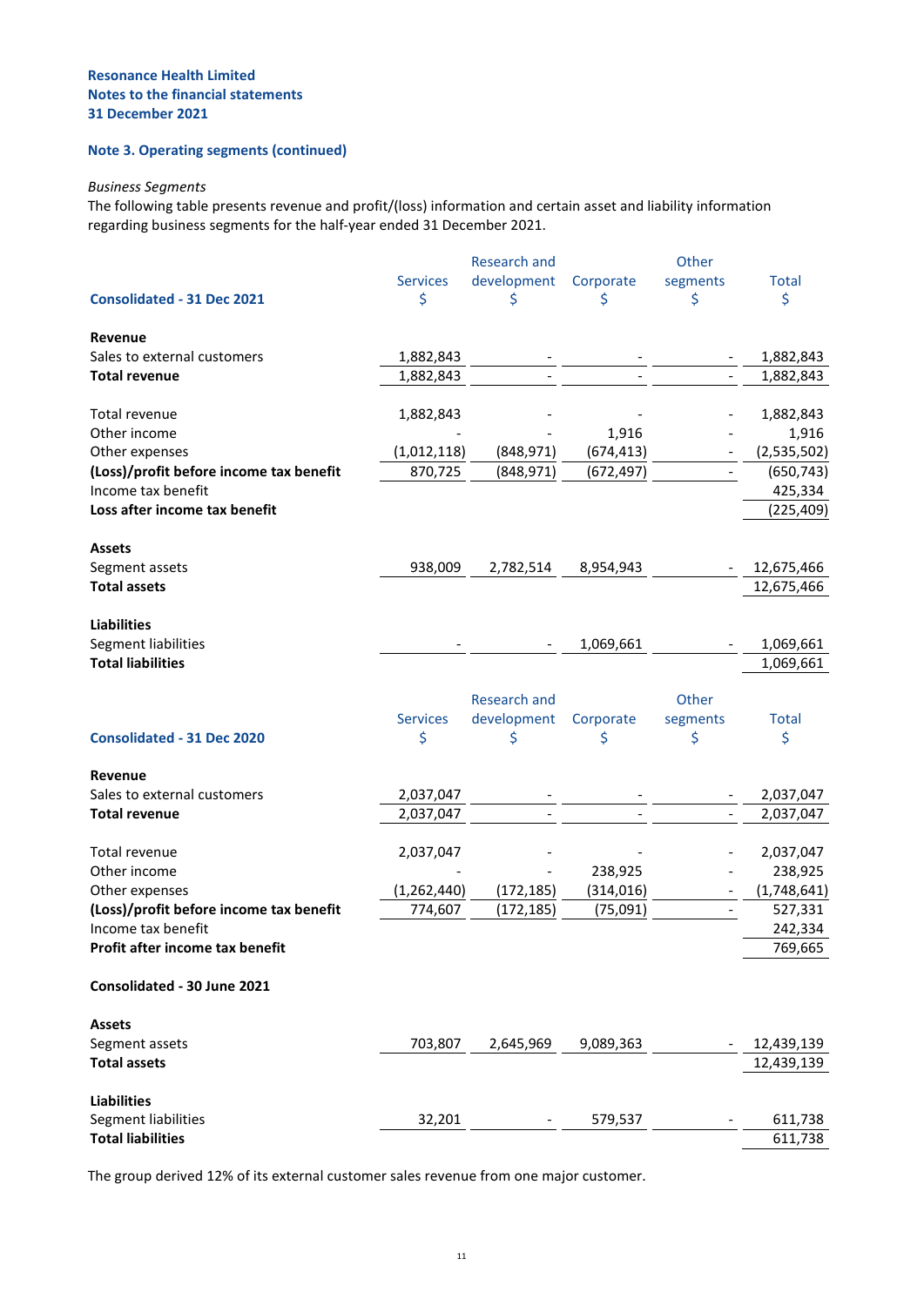**Resonance Health Limited**
**Notes to the financial statements**
**31 December 2021**

## Note 3. Operating segments (continued)

*Business Segments*

The following table presents revenue and profit/(loss) information and certain asset and liability information regarding business segments for the half-year ended 31 December 2021.

| Consolidated - 31 Dec 2021 | Services $ | Research and development $ | Corporate $ | Other segments $ | Total $ |
|---|---|---|---|---|---|
| **Revenue** | | | | | |
| Sales to external customers | 1,882,843 | - | - | - | 1,882,843 |
| **Total revenue** | 1,882,843 | - | - | - | 1,882,843 |
| | | | | | |
| Total revenue | 1,882,843 | - | - | - | 1,882,843 |
| Other income | - | - | 1,916 | - | 1,916 |
| Other expenses | (1,012,118) | (848,971) | (674,413) | - | (2,535,502) |
| **(Loss)/profit before income tax benefit** | 870,725 | (848,971) | (672,497) | - | (650,743) |
| Income tax benefit | | | | | 425,334 |
| **Loss after income tax benefit** | | | | | (225,409) |
| | | | | | |
| **Assets** | | | | | |
| Segment assets | 938,009 | 2,782,514 | 8,954,943 | - | 12,675,466 |
| **Total assets** | | | | | 12,675,466 |
| | | | | | |
| **Liabilities** | | | | | |
| Segment liabilities | - | - | 1,069,661 | - | 1,069,661 |
| **Total liabilities** | | | | | 1,069,661 |

| Consolidated - 31 Dec 2020 | Services $ | Research and development $ | Corporate $ | Other segments $ | Total $ |
|---|---|---|---|---|---|
| **Revenue** | | | | | |
| Sales to external customers | 2,037,047 | - | - | - | 2,037,047 |
| **Total revenue** | 2,037,047 | - | - | - | 2,037,047 |
| | | | | | |
| Total revenue | 2,037,047 | - | - | - | 2,037,047 |
| Other income | - | - | 238,925 | - | 238,925 |
| Other expenses | (1,262,440) | (172,185) | (314,016) | - | (1,748,641) |
| **(Loss)/profit before income tax benefit** | 774,607 | (172,185) | (75,091) | - | 527,331 |
| Income tax benefit | | | | | 242,334 |
| **Profit after income tax benefit** | | | | | 769,665 |
| | | | | | |
| **Consolidated - 30 June 2021** | | | | | |
| | | | | | |
| **Assets** | | | | | |
| Segment assets | 703,807 | 2,645,969 | 9,089,363 | - | 12,439,139 |
| **Total assets** | | | | | 12,439,139 |
| | | | | | |
| **Liabilities** | | | | | |
| Segment liabilities | 32,201 | - | 579,537 | - | 611,738 |
| **Total liabilities** | | | | | 611,738 |

The group derived 12% of its external customer sales revenue from one major customer.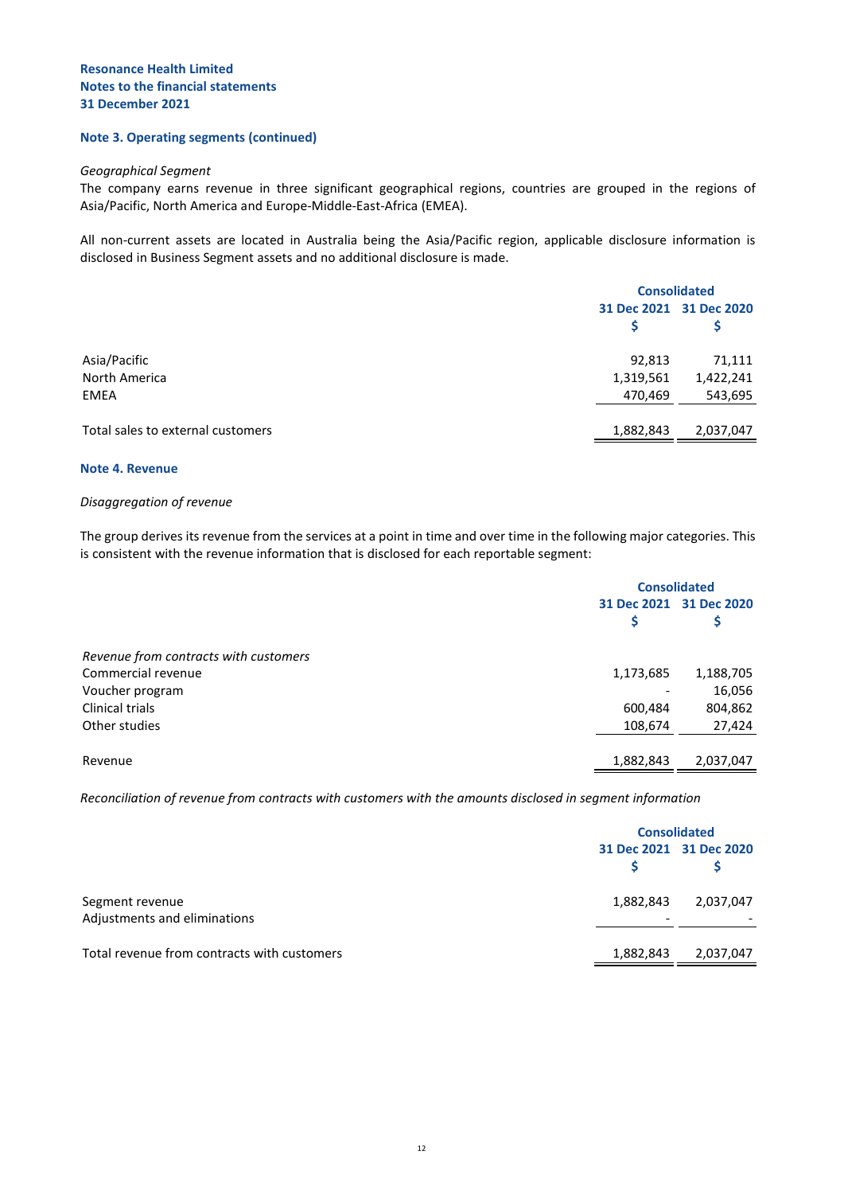**Resonance Health Limited**
**Notes to the financial statements**
**31 December 2021**

## Note 3. Operating segments (continued)

*Geographical Segment*

The company earns revenue in three significant geographical regions, countries are grouped in the regions of Asia/Pacific, North America and Europe-Middle-East-Africa (EMEA).

All non-current assets are located in Australia being the Asia/Pacific region, applicable disclosure information is disclosed in Business Segment assets and no additional disclosure is made.

| | Consolidated | |
|---|---|---|
| | 31 Dec 2021 $ | 31 Dec 2020 $ |
| Asia/Pacific | 92,813 | 71,111 |
| North America | 1,319,561 | 1,422,241 |
| EMEA | 470,469 | 543,695 |
| Total sales to external customers | 1,882,843 | 2,037,047 |

## Note 4. Revenue

*Disaggregation of revenue*

The group derives its revenue from the services at a point in time and over time in the following major categories. This is consistent with the revenue information that is disclosed for each reportable segment:

| | Consolidated | |
|---|---|---|
| | 31 Dec 2021 $ | 31 Dec 2020 $ |
| *Revenue from contracts with customers* | | |
| Commercial revenue | 1,173,685 | 1,188,705 |
| Voucher program | - | 16,056 |
| Clinical trials | 600,484 | 804,862 |
| Other studies | 108,674 | 27,424 |
| Revenue | 1,882,843 | 2,037,047 |

*Reconciliation of revenue from contracts with customers with the amounts disclosed in segment information*

| | Consolidated | |
|---|---|---|
| | 31 Dec 2021 $ | 31 Dec 2020 $ |
| Segment revenue | 1,882,843 | 2,037,047 |
| Adjustments and eliminations | - | - |
| Total revenue from contracts with customers | 1,882,843 | 2,037,047 |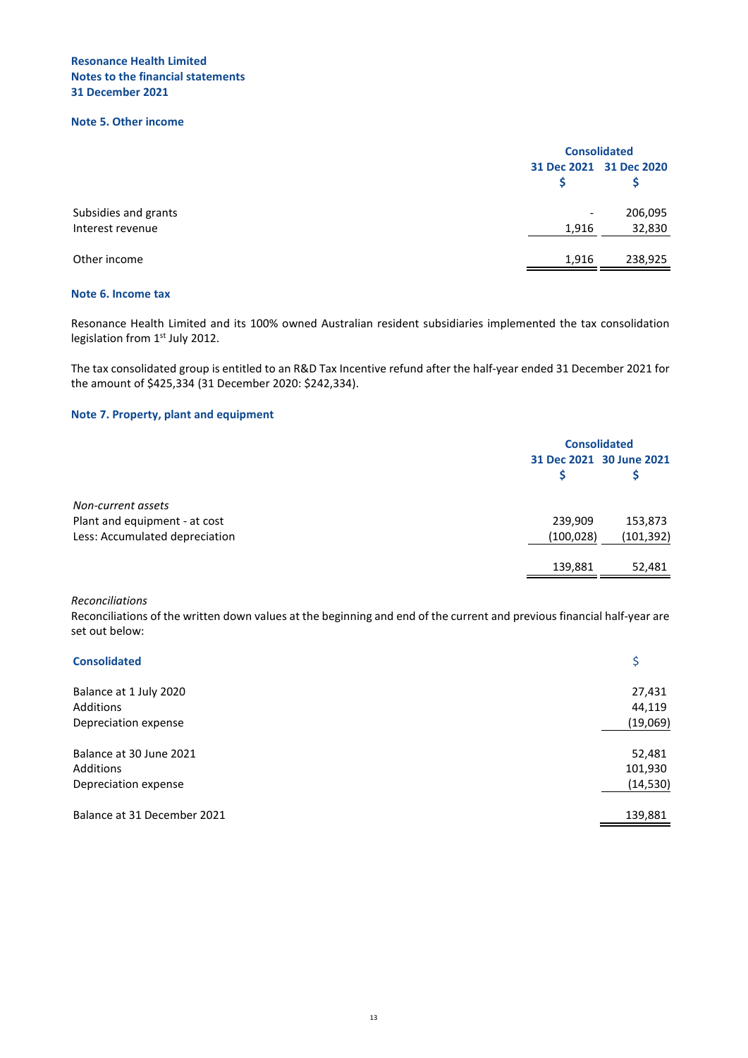**Resonance Health Limited**
**Notes to the financial statements**
**31 December 2021**

### Note 5. Other income

| | Consolidated | |
|---|---|---|
| | 31 Dec 2021 | 31 Dec 2020 |
| | $ | $ |
| Subsidies and grants | - | 206,095 |
| Interest revenue | 1,916 | 32,830 |
| Other income | 1,916 | 238,925 |

### Note 6. Income tax

Resonance Health Limited and its 100% owned Australian resident subsidiaries implemented the tax consolidation legislation from 1st July 2012.

The tax consolidated group is entitled to an R&D Tax Incentive refund after the half-year ended 31 December 2021 for the amount of $425,334 (31 December 2020: $242,334).

### Note 7. Property, plant and equipment

| | Consolidated | |
|---|---|---|
| | 31 Dec 2021 | 30 June 2021 |
| | $ | $ |
| *Non-current assets* | | |
| Plant and equipment - at cost | 239,909 | 153,873 |
| Less: Accumulated depreciation | (100,028) | (101,392) |
| | 139,881 | 52,481 |

*Reconciliations*

Reconciliations of the written down values at the beginning and end of the current and previous financial half-year are set out below:

| Consolidated | $ |
|---|---|
| Balance at 1 July 2020 | 27,431 |
| Additions | 44,119 |
| Depreciation expense | (19,069) |
| Balance at 30 June 2021 | 52,481 |
| Additions | 101,930 |
| Depreciation expense | (14,530) |
| Balance at 31 December 2021 | 139,881 |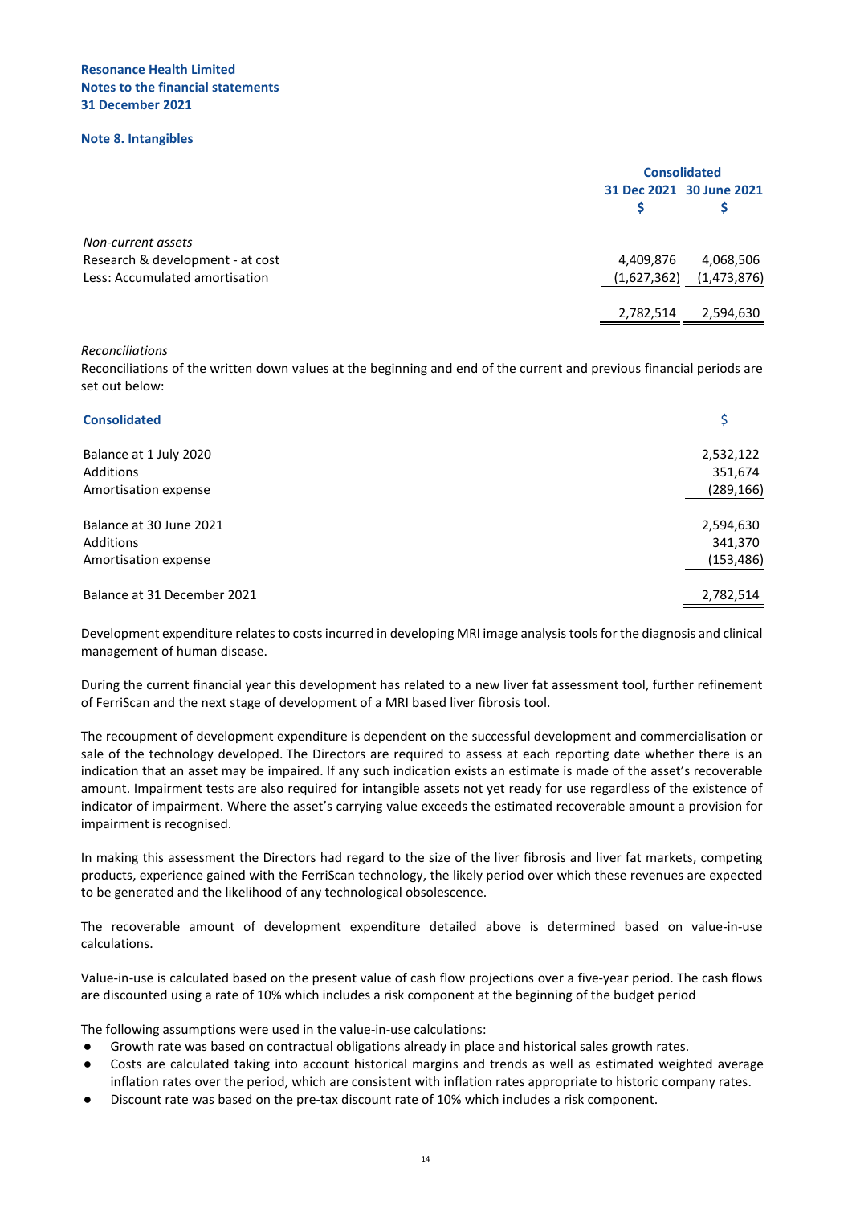**Resonance Health Limited**
**Notes to the financial statements**
**31 December 2021**

## Note 8. Intangibles

| | Consolidated | |
|---|---|---|
| | 31 Dec 2021 | 30 June 2021 |
| | $ | $ |
| *Non-current assets* | | |
| Research & development - at cost | 4,409,876 | 4,068,506 |
| Less: Accumulated amortisation | (1,627,362) | (1,473,876) |
| | 2,782,514 | 2,594,630 |

*Reconciliations*

Reconciliations of the written down values at the beginning and end of the current and previous financial periods are set out below:

| **Consolidated** | $ |
|---|---|
| Balance at 1 July 2020 | 2,532,122 |
| Additions | 351,674 |
| Amortisation expense | (289,166) |
| Balance at 30 June 2021 | 2,594,630 |
| Additions | 341,370 |
| Amortisation expense | (153,486) |
| Balance at 31 December 2021 | 2,782,514 |

Development expenditure relates to costs incurred in developing MRI image analysis tools for the diagnosis and clinical management of human disease.

During the current financial year this development has related to a new liver fat assessment tool, further refinement of FerriScan and the next stage of development of a MRI based liver fibrosis tool.

The recoupment of development expenditure is dependent on the successful development and commercialisation or sale of the technology developed. The Directors are required to assess at each reporting date whether there is an indication that an asset may be impaired. If any such indication exists an estimate is made of the asset's recoverable amount. Impairment tests are also required for intangible assets not yet ready for use regardless of the existence of indicator of impairment. Where the asset's carrying value exceeds the estimated recoverable amount a provision for impairment is recognised.

In making this assessment the Directors had regard to the size of the liver fibrosis and liver fat markets, competing products, experience gained with the FerriScan technology, the likely period over which these revenues are expected to be generated and the likelihood of any technological obsolescence.

The recoverable amount of development expenditure detailed above is determined based on value-in-use calculations.

Value-in-use is calculated based on the present value of cash flow projections over a five-year period. The cash flows are discounted using a rate of 10% which includes a risk component at the beginning of the budget period

The following assumptions were used in the value-in-use calculations:

- Growth rate was based on contractual obligations already in place and historical sales growth rates.
- Costs are calculated taking into account historical margins and trends as well as estimated weighted average inflation rates over the period, which are consistent with inflation rates appropriate to historic company rates.
- Discount rate was based on the pre-tax discount rate of 10% which includes a risk component.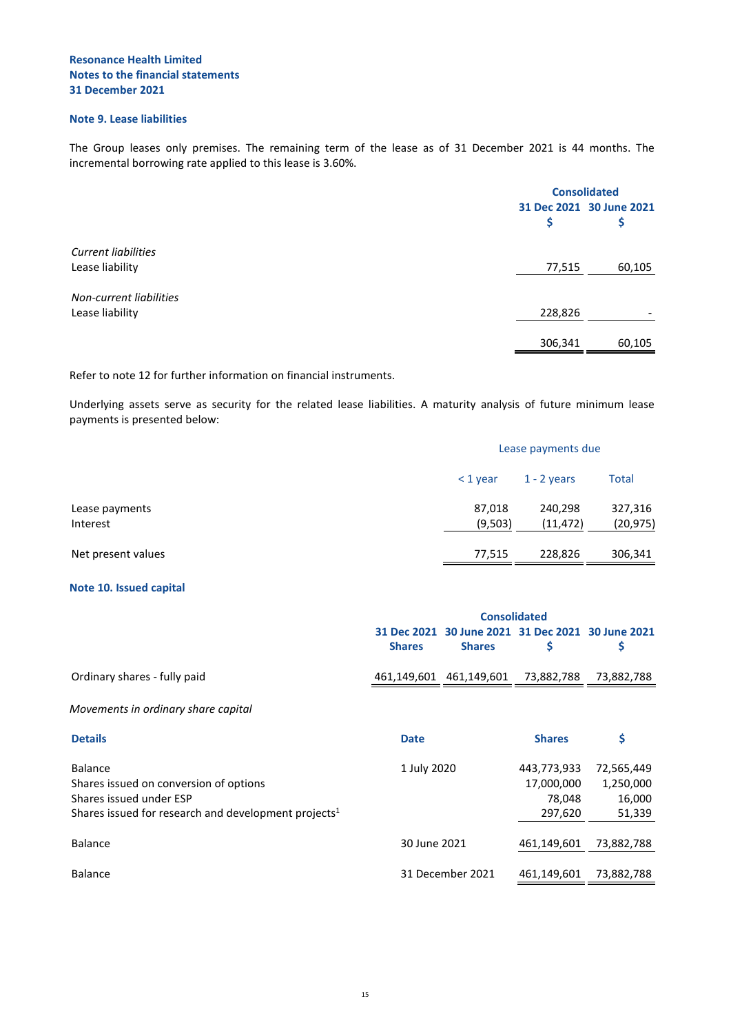**Resonance Health Limited**
**Notes to the financial statements**
**31 December 2021**

### Note 9. Lease liabilities

The Group leases only premises. The remaining term of the lease as of 31 December 2021 is 44 months. The incremental borrowing rate applied to this lease is 3.60%.

| | Consolidated | |
|---|---|---|
| | 31 Dec 2021 $ | 30 June 2021 $ |
| *Current liabilities* | | |
| Lease liability | 77,515 | 60,105 |
| *Non-current liabilities* | | |
| Lease liability | 228,826 | - |
| | 306,341 | 60,105 |

Refer to note 12 for further information on financial instruments.

Underlying assets serve as security for the related lease liabilities. A maturity analysis of future minimum lease payments is presented below:

| | Lease payments due | | |
|---|---|---|---|
| | < 1 year | 1 - 2 years | Total |
| Lease payments | 87,018 | 240,298 | 327,316 |
| Interest | (9,503) | (11,472) | (20,975) |
| Net present values | 77,515 | 228,826 | 306,341 |

### Note 10. Issued capital

| | Consolidated | | | |
|---|---|---|---|---|
| | 31 Dec 2021 Shares | 30 June 2021 Shares | 31 Dec 2021 $ | 30 June 2021 $ |
| Ordinary shares - fully paid | 461,149,601 | 461,149,601 | 73,882,788 | 73,882,788 |

*Movements in ordinary share capital*

| Details | Date | Shares | $ |
|---|---|---|---|
| Balance | 1 July 2020 | 443,773,933 | 72,565,449 |
| Shares issued on conversion of options | | 17,000,000 | 1,250,000 |
| Shares issued under ESP | | 78,048 | 16,000 |
| Shares issued for research and development projects[1] | | 297,620 | 51,339 |
| Balance | 30 June 2021 | 461,149,601 | 73,882,788 |
| Balance | 31 December 2021 | 461,149,601 | 73,882,788 |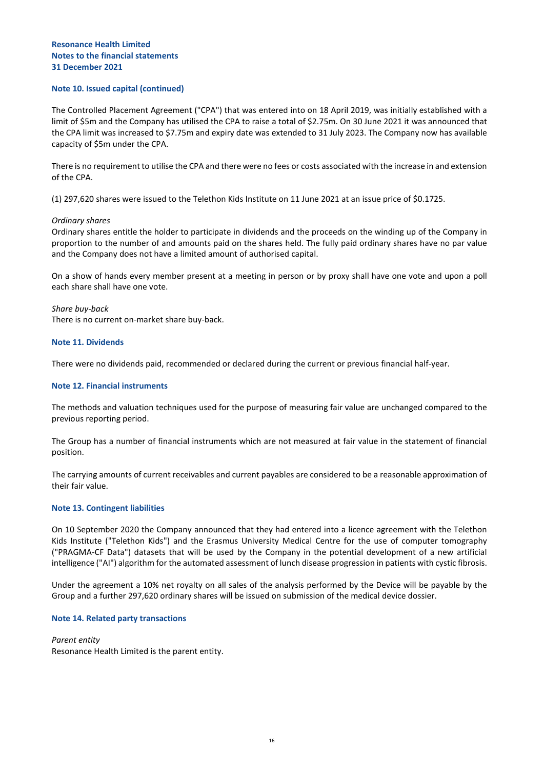**Resonance Health Limited**
**Notes to the financial statements**
**31 December 2021**

### Note 10. Issued capital (continued)

The Controlled Placement Agreement ("CPA") that was entered into on 18 April 2019, was initially established with a limit of $5m and the Company has utilised the CPA to raise a total of $2.75m. On 30 June 2021 it was announced that the CPA limit was increased to $7.75m and expiry date was extended to 31 July 2023. The Company now has available capacity of $5m under the CPA.

There is no requirement to utilise the CPA and there were no fees or costs associated with the increase in and extension of the CPA.

(1) 297,620 shares were issued to the Telethon Kids Institute on 11 June 2021 at an issue price of $0.1725.

*Ordinary shares*
Ordinary shares entitle the holder to participate in dividends and the proceeds on the winding up of the Company in proportion to the number of and amounts paid on the shares held. The fully paid ordinary shares have no par value and the Company does not have a limited amount of authorised capital.

On a show of hands every member present at a meeting in person or by proxy shall have one vote and upon a poll each share shall have one vote.

*Share buy-back*
There is no current on-market share buy-back.

### Note 11. Dividends

There were no dividends paid, recommended or declared during the current or previous financial half-year.

### Note 12. Financial instruments

The methods and valuation techniques used for the purpose of measuring fair value are unchanged compared to the previous reporting period.

The Group has a number of financial instruments which are not measured at fair value in the statement of financial position.

The carrying amounts of current receivables and current payables are considered to be a reasonable approximation of their fair value.

### Note 13. Contingent liabilities

On 10 September 2020 the Company announced that they had entered into a licence agreement with the Telethon Kids Institute ("Telethon Kids") and the Erasmus University Medical Centre for the use of computer tomography ("PRAGMA-CF Data") datasets that will be used by the Company in the potential development of a new artificial intelligence ("AI") algorithm for the automated assessment of lunch disease progression in patients with cystic fibrosis.

Under the agreement a 10% net royalty on all sales of the analysis performed by the Device will be payable by the Group and a further 297,620 ordinary shares will be issued on submission of the medical device dossier.

### Note 14. Related party transactions

*Parent entity*
Resonance Health Limited is the parent entity.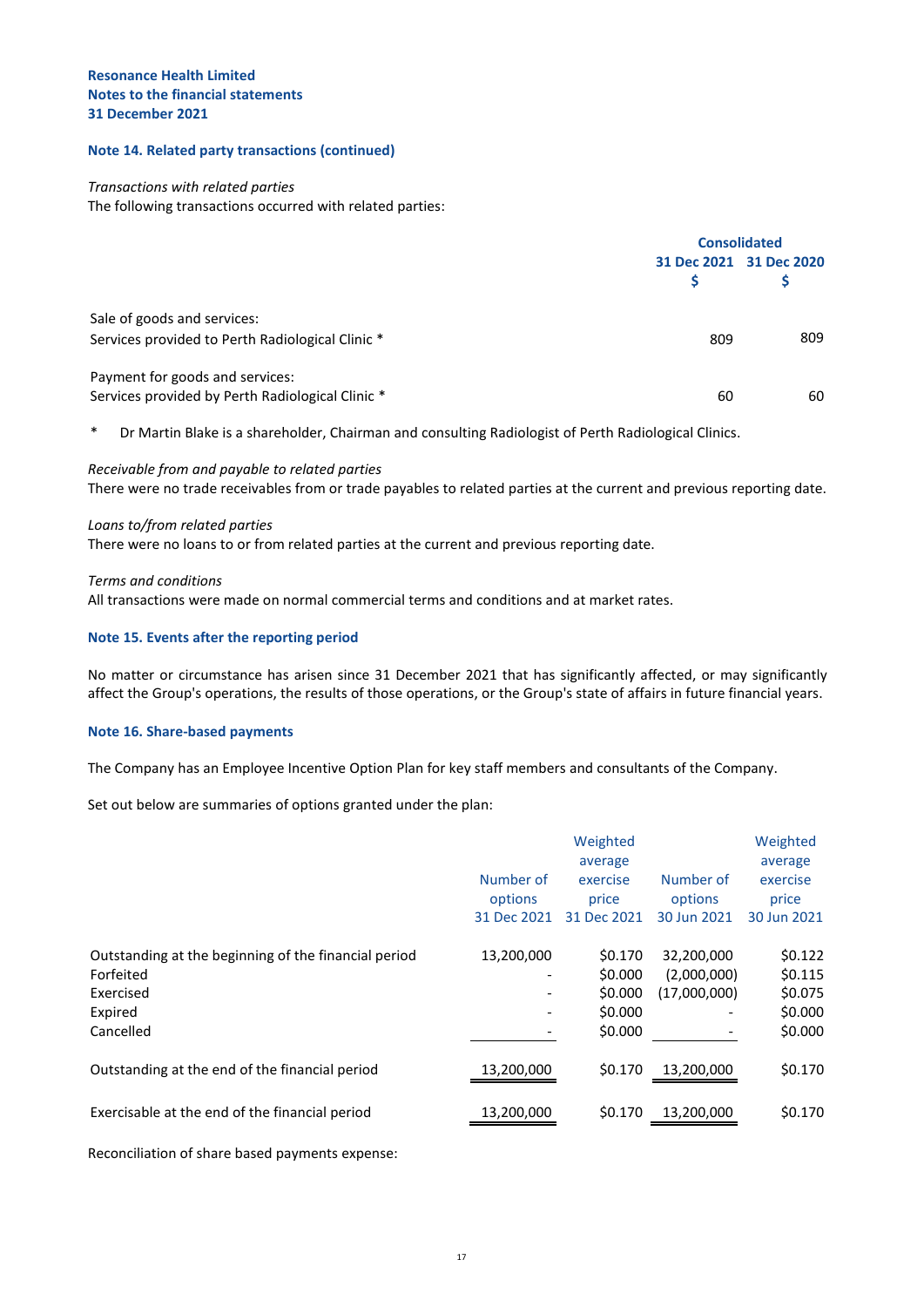Resonance Health Limited
Notes to the financial statements
31 December 2021

## Note 14. Related party transactions (continued)

*Transactions with related parties*
The following transactions occurred with related parties:

| | Consolidated | |
|---|---|---|
| | 31 Dec 2021 $ | 31 Dec 2020 $ |
| Sale of goods and services: | | |
| Services provided to Perth Radiological Clinic * | 809 | 809 |
| Payment for goods and services: | | |
| Services provided by Perth Radiological Clinic * | 60 | 60 |

\* Dr Martin Blake is a shareholder, Chairman and consulting Radiologist of Perth Radiological Clinics.

*Receivable from and payable to related parties*
There were no trade receivables from or trade payables to related parties at the current and previous reporting date.

*Loans to/from related parties*
There were no loans to or from related parties at the current and previous reporting date.

*Terms and conditions*
All transactions were made on normal commercial terms and conditions and at market rates.

## Note 15. Events after the reporting period

No matter or circumstance has arisen since 31 December 2021 that has significantly affected, or may significantly affect the Group's operations, the results of those operations, or the Group's state of affairs in future financial years.

## Note 16. Share-based payments

The Company has an Employee Incentive Option Plan for key staff members and consultants of the Company.

Set out below are summaries of options granted under the plan:

| | Number of options 31 Dec 2021 | Weighted average exercise price 31 Dec 2021 | Number of options 30 Jun 2021 | Weighted average exercise price 30 Jun 2021 |
|---|---|---|---|---|
| Outstanding at the beginning of the financial period | 13,200,000 | $0.170 | 32,200,000 | $0.122 |
| Forfeited | - | $0.000 | (2,000,000) | $0.115 |
| Exercised | - | $0.000 | (17,000,000) | $0.075 |
| Expired | - | $0.000 | - | $0.000 |
| Cancelled | - | $0.000 | - | $0.000 |
| Outstanding at the end of the financial period | 13,200,000 | $0.170 | 13,200,000 | $0.170 |
| Exercisable at the end of the financial period | 13,200,000 | $0.170 | 13,200,000 | $0.170 |

Reconciliation of share based payments expense: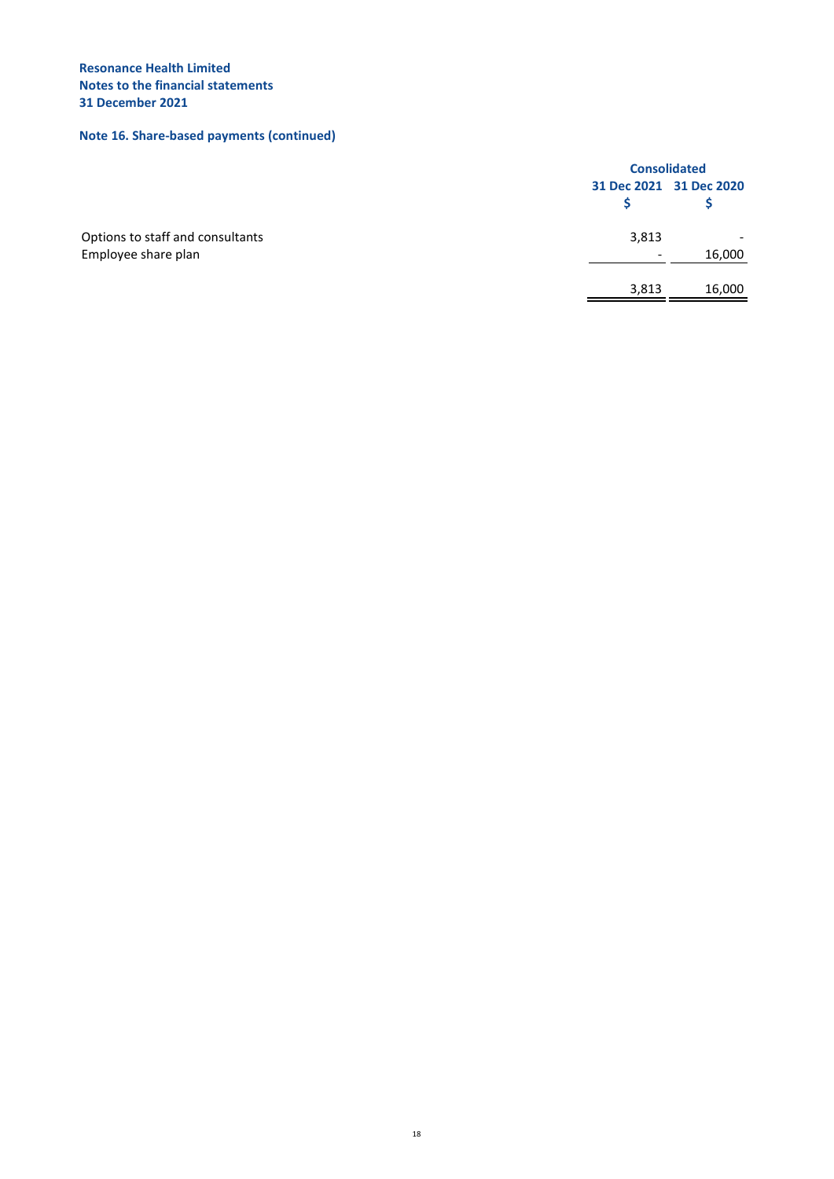Resonance Health Limited
Notes to the financial statements
31 December 2021

## Note 16. Share-based payments (continued)

| | Consolidated | |
|---|---|---|
| | 31 Dec 2021 | 31 Dec 2020 |
| | $ | $ |
| Options to staff and consultants | 3,813 | - |
| Employee share plan | - | 16,000 |
| | 3,813 | 16,000 |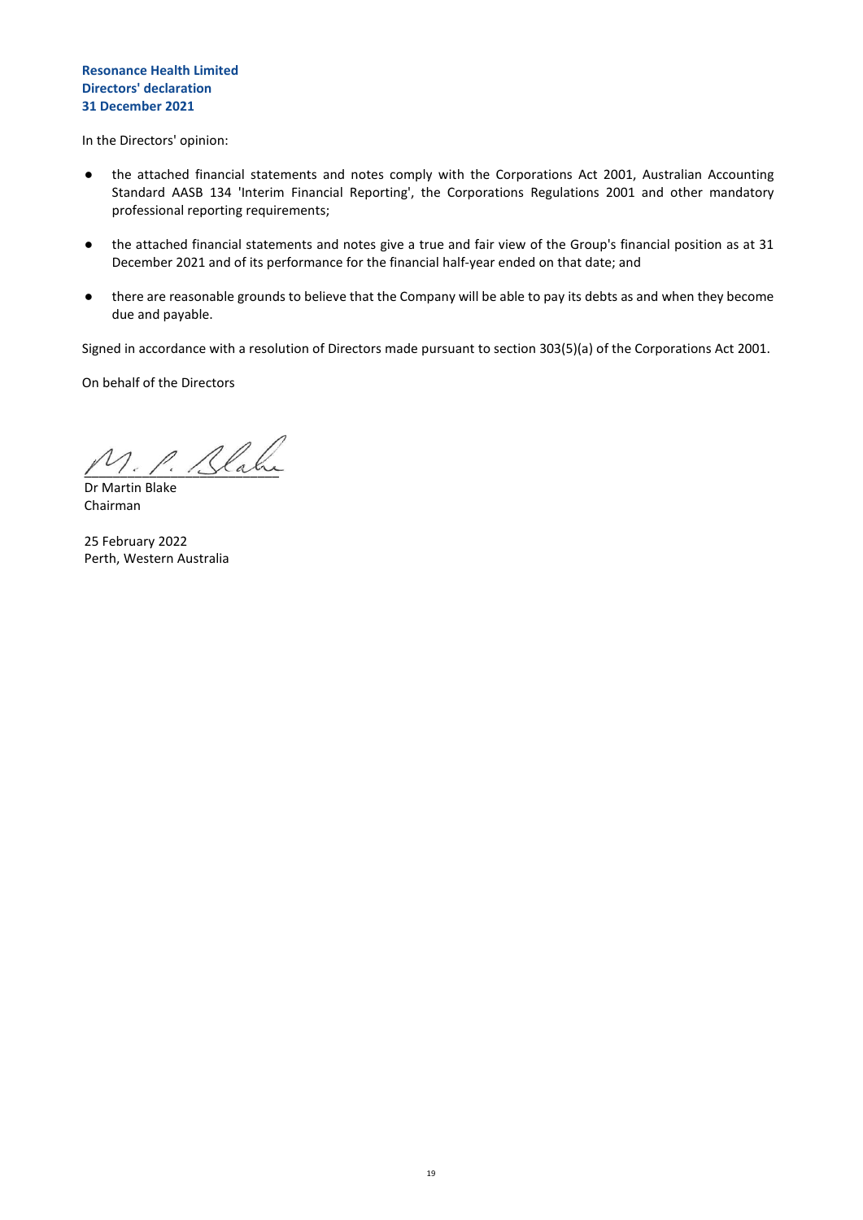**Resonance Health Limited**
**Directors' declaration**
**31 December 2021**

In the Directors' opinion:

- the attached financial statements and notes comply with the Corporations Act 2001, Australian Accounting Standard AASB 134 'Interim Financial Reporting', the Corporations Regulations 2001 and other mandatory professional reporting requirements;
- the attached financial statements and notes give a true and fair view of the Group's financial position as at 31 December 2021 and of its performance for the financial half-year ended on that date; and
- there are reasonable grounds to believe that the Company will be able to pay its debts as and when they become due and payable.

Signed in accordance with a resolution of Directors made pursuant to section 303(5)(a) of the Corporations Act 2001.

On behalf of the Directors

Dr Martin Blake
Chairman

25 February 2022
Perth, Western Australia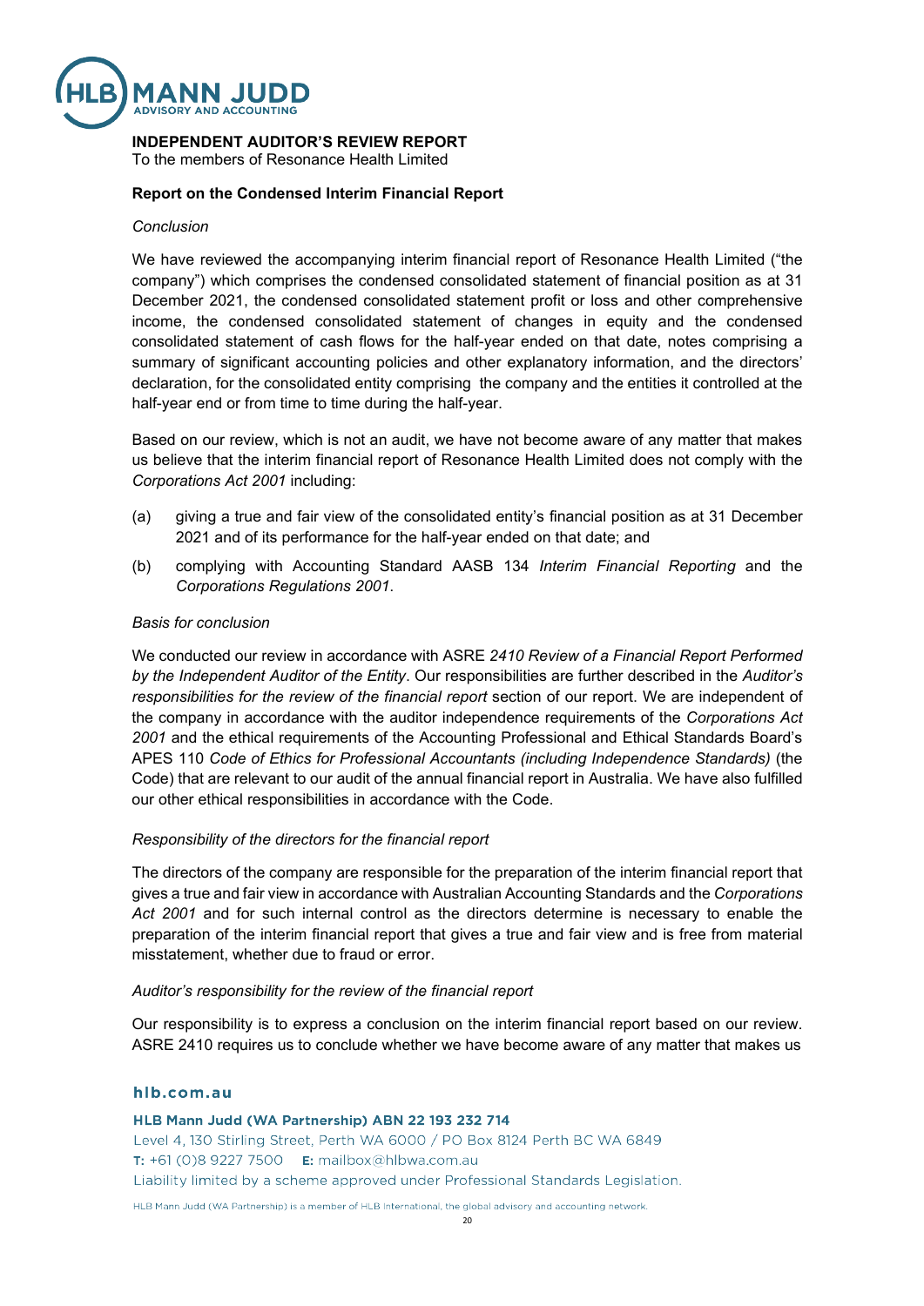**INDEPENDENT AUDITOR'S REVIEW REPORT**
To the members of Resonance Health Limited

**Report on the Condensed Interim Financial Report**

*Conclusion*

We have reviewed the accompanying interim financial report of Resonance Health Limited ("the company") which comprises the condensed consolidated statement of financial position as at 31 December 2021, the condensed consolidated statement profit or loss and other comprehensive income, the condensed consolidated statement of changes in equity and the condensed consolidated statement of cash flows for the half-year ended on that date, notes comprising a summary of significant accounting policies and other explanatory information, and the directors' declaration, for the consolidated entity comprising the company and the entities it controlled at the half-year end or from time to time during the half-year.

Based on our review, which is not an audit, we have not become aware of any matter that makes us believe that the interim financial report of Resonance Health Limited does not comply with the *Corporations Act 2001* including:

(a) giving a true and fair view of the consolidated entity's financial position as at 31 December 2021 and of its performance for the half-year ended on that date; and

(b) complying with Accounting Standard AASB 134 *Interim Financial Reporting* and the *Corporations Regulations 2001*.

*Basis for conclusion*

We conducted our review in accordance with ASRE *2410 Review of a Financial Report Performed by the Independent Auditor of the Entity*. Our responsibilities are further described in the *Auditor's responsibilities for the review of the financial report* section of our report. We are independent of the company in accordance with the auditor independence requirements of the *Corporations Act 2001* and the ethical requirements of the Accounting Professional and Ethical Standards Board's APES 110 *Code of Ethics for Professional Accountants (including Independence Standards)* (the Code) that are relevant to our audit of the annual financial report in Australia. We have also fulfilled our other ethical responsibilities in accordance with the Code.

*Responsibility of the directors for the financial report*

The directors of the company are responsible for the preparation of the interim financial report that gives a true and fair view in accordance with Australian Accounting Standards and the *Corporations Act 2001* and for such internal control as the directors determine is necessary to enable the preparation of the interim financial report that gives a true and fair view and is free from material misstatement, whether due to fraud or error.

*Auditor's responsibility for the review of the financial report*

Our responsibility is to express a conclusion on the interim financial report based on our review. ASRE 2410 requires us to conclude whether we have become aware of any matter that makes us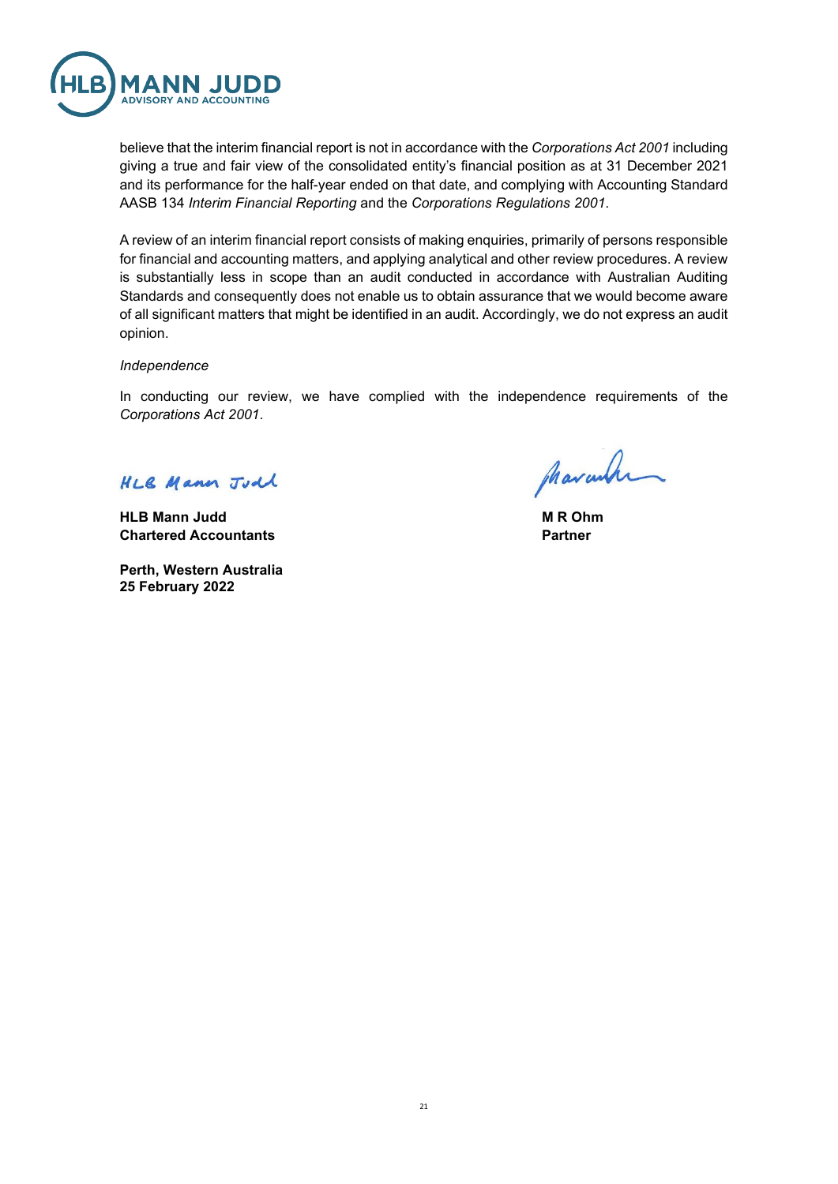believe that the interim financial report is not in accordance with the *Corporations Act 2001* including giving a true and fair view of the consolidated entity's financial position as at 31 December 2021 and its performance for the half-year ended on that date, and complying with Accounting Standard AASB 134 *Interim Financial Reporting* and the *Corporations Regulations 2001*.

A review of an interim financial report consists of making enquiries, primarily of persons responsible for financial and accounting matters, and applying analytical and other review procedures. A review is substantially less in scope than an audit conducted in accordance with Australian Auditing Standards and consequently does not enable us to obtain assurance that we would become aware of all significant matters that might be identified in an audit. Accordingly, we do not express an audit opinion.

*Independence*

In conducting our review, we have complied with the independence requirements of the *Corporations Act 2001*.

HLB Mann Judd

**HLB Mann Judd**
**Chartered Accountants**

**Perth, Western Australia**
**25 February 2022**

**M R Ohm**
**Partner**